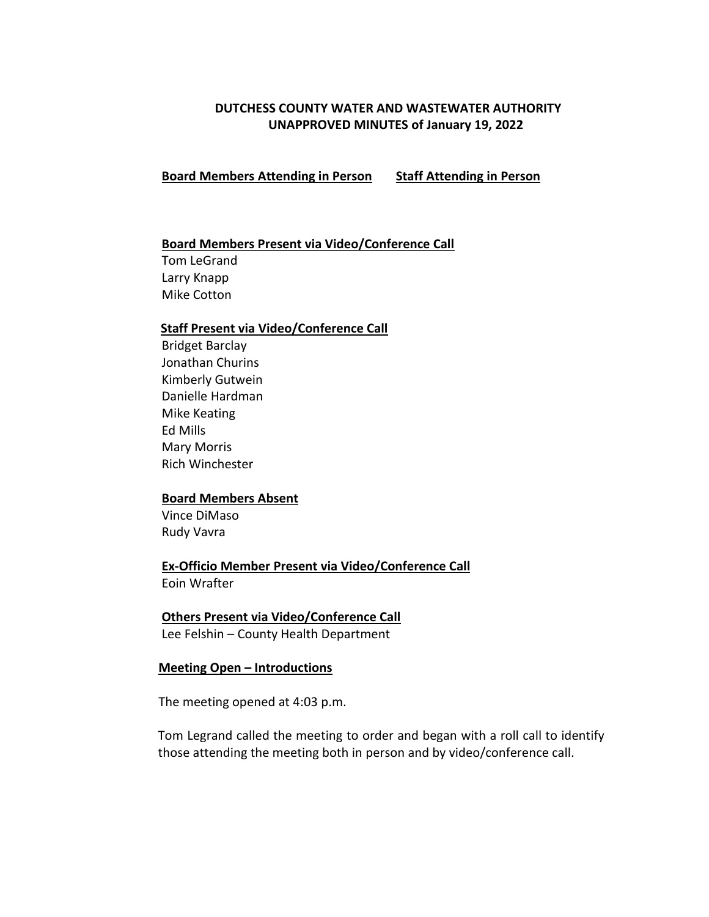**DUTCHESS COUNTY WATER AND WASTEWATER AUTHORITY**
**UNAPPROVED MINUTES of January 19, 2022**

**Board Members Attending in Person** **Staff Attending in Person**

**Board Members Present via Video/Conference Call**
Tom LeGrand
Larry Knapp
Mike Cotton

**Staff Present via Video/Conference Call**
Bridget Barclay
Jonathan Churins
Kimberly Gutwein
Danielle Hardman
Mike Keating
Ed Mills
Mary Morris
Rich Winchester

**Board Members Absent**
Vince DiMaso
Rudy Vavra

**Ex-Officio Member Present via Video/Conference Call**
Eoin Wrafter

**Others Present via Video/Conference Call**
Lee Felshin – County Health Department

**Meeting Open – Introductions**

The meeting opened at 4:03 p.m.

Tom Legrand called the meeting to order and began with a roll call to identify those attending the meeting both in person and by video/conference call.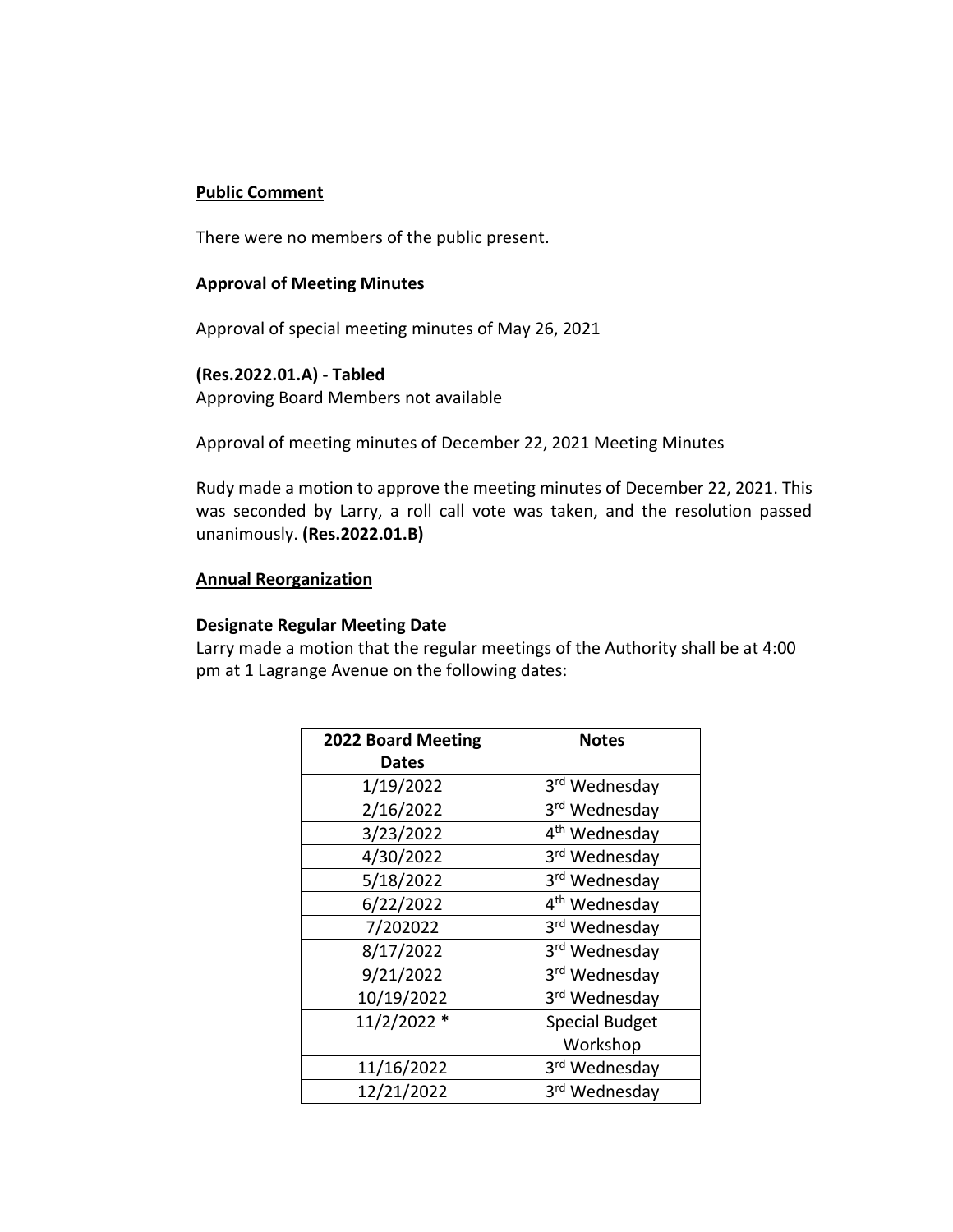**Public Comment**

There were no members of the public present.

**Approval of Meeting Minutes**

Approval of special meeting minutes of May 26, 2021

**(Res.2022.01.A) - Tabled**
Approving Board Members not available

Approval of meeting minutes of December 22, 2021 Meeting Minutes

Rudy made a motion to approve the meeting minutes of December 22, 2021. This was seconded by Larry, a roll call vote was taken, and the resolution passed unanimously. **(Res.2022.01.B)**

**Annual Reorganization**

**Designate Regular Meeting Date**
Larry made a motion that the regular meetings of the Authority shall be at 4:00 pm at 1 Lagrange Avenue on the following dates:

| 2022 Board Meeting Dates | Notes |
| --- | --- |
| 1/19/2022 | 3rd Wednesday |
| 2/16/2022 | 3rd Wednesday |
| 3/23/2022 | 4th Wednesday |
| 4/30/2022 | 3rd Wednesday |
| 5/18/2022 | 3rd Wednesday |
| 6/22/2022 | 4th Wednesday |
| 7/202022 | 3rd Wednesday |
| 8/17/2022 | 3rd Wednesday |
| 9/21/2022 | 3rd Wednesday |
| 10/19/2022 | 3rd Wednesday |
| 11/2/2022 * | Special Budget Workshop |
| 11/16/2022 | 3rd Wednesday |
| 12/21/2022 | 3rd Wednesday |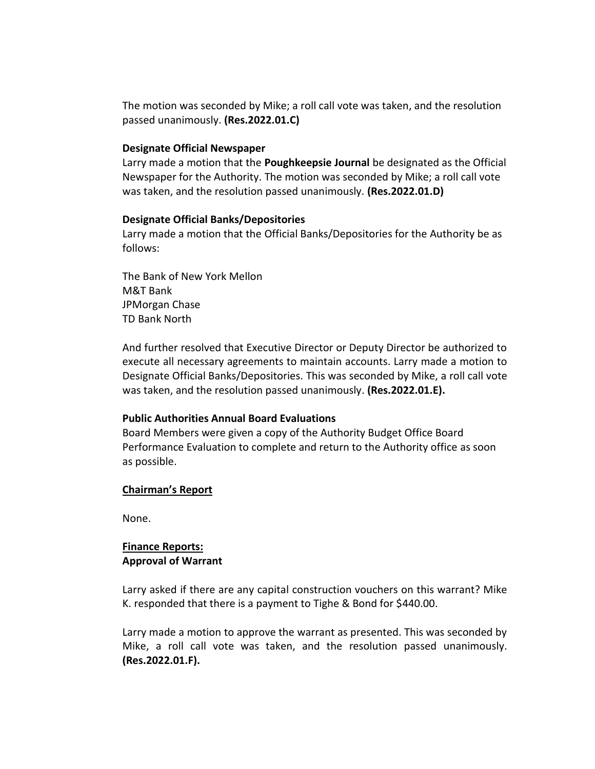The motion was seconded by Mike; a roll call vote was taken, and the resolution passed unanimously. **(Res.2022.01.C)**

**Designate Official Newspaper**

Larry made a motion that the **Poughkeepsie Journal** be designated as the Official Newspaper for the Authority. The motion was seconded by Mike; a roll call vote was taken, and the resolution passed unanimously. **(Res.2022.01.D)**

**Designate Official Banks/Depositories**

Larry made a motion that the Official Banks/Depositories for the Authority be as follows:

The Bank of New York Mellon
M&T Bank
JPMorgan Chase
TD Bank North

And further resolved that Executive Director or Deputy Director be authorized to execute all necessary agreements to maintain accounts. Larry made a motion to Designate Official Banks/Depositories. This was seconded by Mike, a roll call vote was taken, and the resolution passed unanimously. **(Res.2022.01.E).**

**Public Authorities Annual Board Evaluations**

Board Members were given a copy of the Authority Budget Office Board Performance Evaluation to complete and return to the Authority office as soon as possible.

**Chairman's Report**

None.

**Finance Reports:**
**Approval of Warrant**

Larry asked if there are any capital construction vouchers on this warrant? Mike K. responded that there is a payment to Tighe & Bond for $440.00.

Larry made a motion to approve the warrant as presented. This was seconded by Mike, a roll call vote was taken, and the resolution passed unanimously. **(Res.2022.01.F).**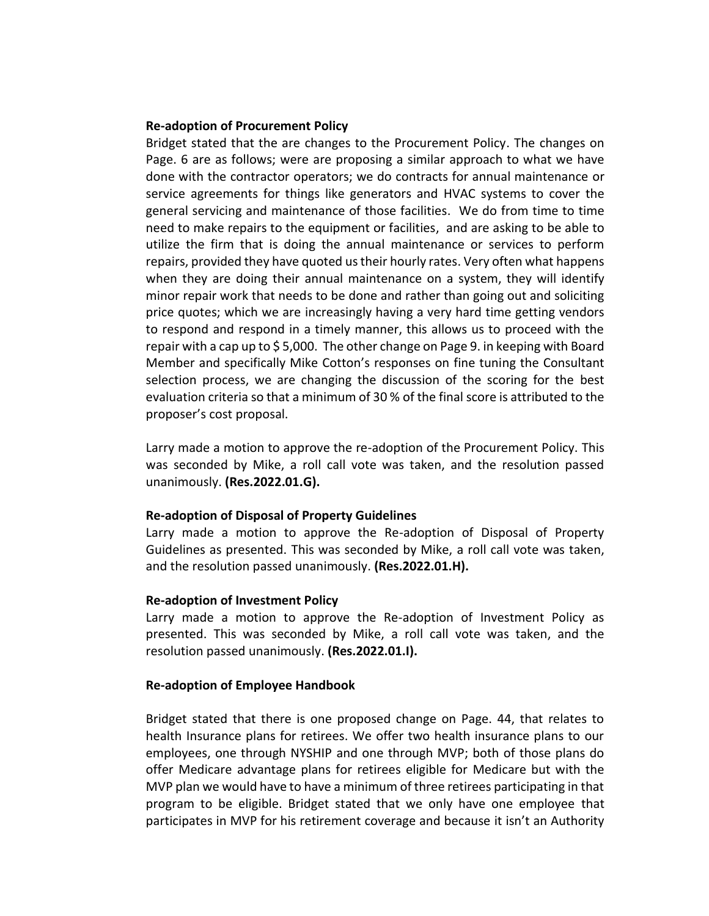**Re-adoption of Procurement Policy**

Bridget stated that the are changes to the Procurement Policy. The changes on Page. 6 are as follows; were are proposing a similar approach to what we have done with the contractor operators; we do contracts for annual maintenance or service agreements for things like generators and HVAC systems to cover the general servicing and maintenance of those facilities. We do from time to time need to make repairs to the equipment or facilities, and are asking to be able to utilize the firm that is doing the annual maintenance or services to perform repairs, provided they have quoted us their hourly rates. Very often what happens when they are doing their annual maintenance on a system, they will identify minor repair work that needs to be done and rather than going out and soliciting price quotes; which we are increasingly having a very hard time getting vendors to respond and respond in a timely manner, this allows us to proceed with the repair with a cap up to $ 5,000. The other change on Page 9. in keeping with Board Member and specifically Mike Cotton's responses on fine tuning the Consultant selection process, we are changing the discussion of the scoring for the best evaluation criteria so that a minimum of 30 % of the final score is attributed to the proposer's cost proposal.

Larry made a motion to approve the re-adoption of the Procurement Policy. This was seconded by Mike, a roll call vote was taken, and the resolution passed unanimously. **(Res.2022.01.G).**

**Re-adoption of Disposal of Property Guidelines**

Larry made a motion to approve the Re-adoption of Disposal of Property Guidelines as presented. This was seconded by Mike, a roll call vote was taken, and the resolution passed unanimously. **(Res.2022.01.H).**

**Re-adoption of Investment Policy**

Larry made a motion to approve the Re-adoption of Investment Policy as presented. This was seconded by Mike, a roll call vote was taken, and the resolution passed unanimously. **(Res.2022.01.I).**

**Re-adoption of Employee Handbook**

Bridget stated that there is one proposed change on Page. 44, that relates to health Insurance plans for retirees. We offer two health insurance plans to our employees, one through NYSHIP and one through MVP; both of those plans do offer Medicare advantage plans for retirees eligible for Medicare but with the MVP plan we would have to have a minimum of three retirees participating in that program to be eligible. Bridget stated that we only have one employee that participates in MVP for his retirement coverage and because it isn't an Authority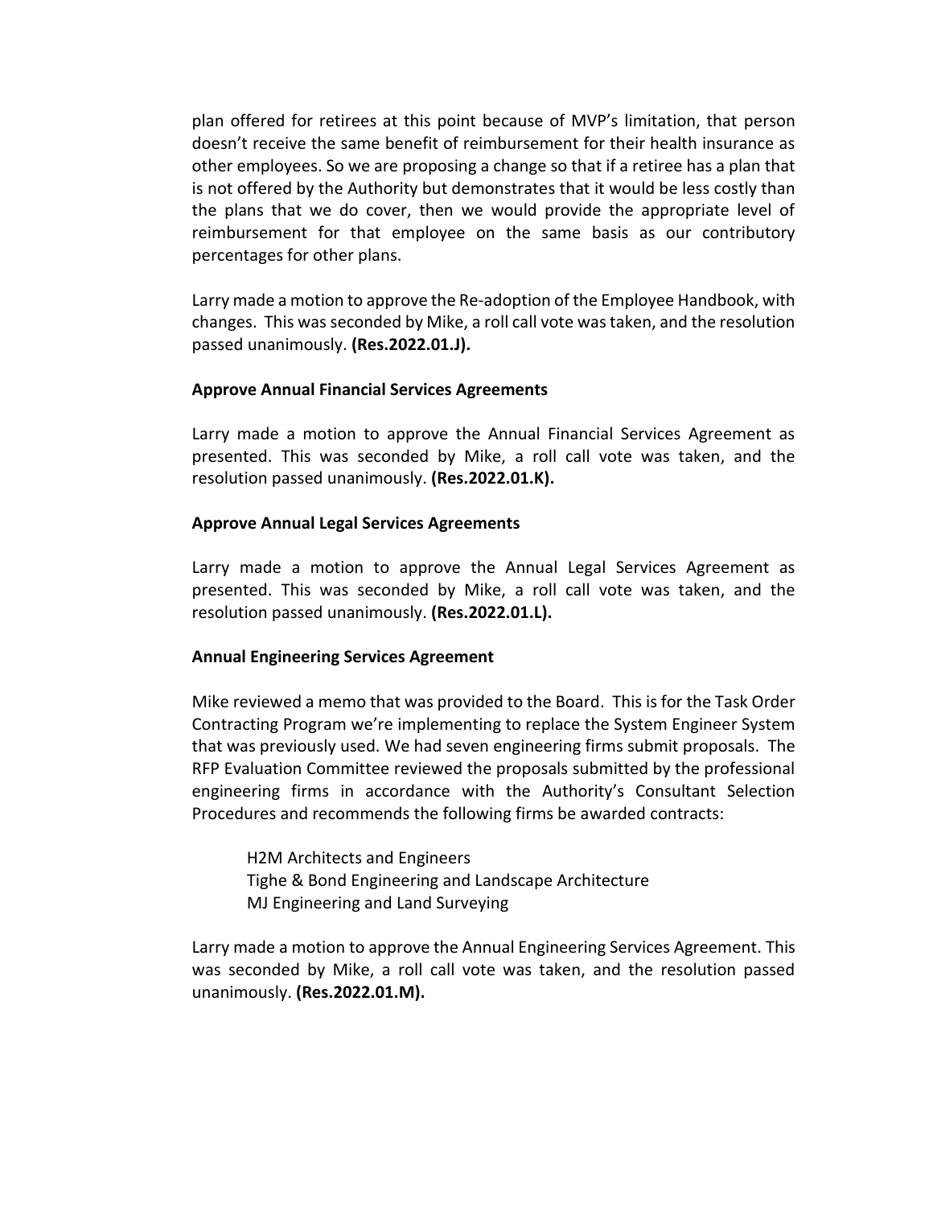plan offered for retirees at this point because of MVP's limitation, that person doesn't receive the same benefit of reimbursement for their health insurance as other employees. So we are proposing a change so that if a retiree has a plan that is not offered by the Authority but demonstrates that it would be less costly than the plans that we do cover, then we would provide the appropriate level of reimbursement for that employee on the same basis as our contributory percentages for other plans.

Larry made a motion to approve the Re-adoption of the Employee Handbook, with changes. This was seconded by Mike, a roll call vote was taken, and the resolution passed unanimously. **(Res.2022.01.J).**

**Approve Annual Financial Services Agreements**

Larry made a motion to approve the Annual Financial Services Agreement as presented. This was seconded by Mike, a roll call vote was taken, and the resolution passed unanimously. **(Res.2022.01.K).**

**Approve Annual Legal Services Agreements**

Larry made a motion to approve the Annual Legal Services Agreement as presented. This was seconded by Mike, a roll call vote was taken, and the resolution passed unanimously. **(Res.2022.01.L).**

**Annual Engineering Services Agreement**

Mike reviewed a memo that was provided to the Board. This is for the Task Order Contracting Program we're implementing to replace the System Engineer System that was previously used. We had seven engineering firms submit proposals. The RFP Evaluation Committee reviewed the proposals submitted by the professional engineering firms in accordance with the Authority's Consultant Selection Procedures and recommends the following firms be awarded contracts:

H2M Architects and Engineers
Tighe & Bond Engineering and Landscape Architecture
MJ Engineering and Land Surveying

Larry made a motion to approve the Annual Engineering Services Agreement. This was seconded by Mike, a roll call vote was taken, and the resolution passed unanimously. **(Res.2022.01.M).**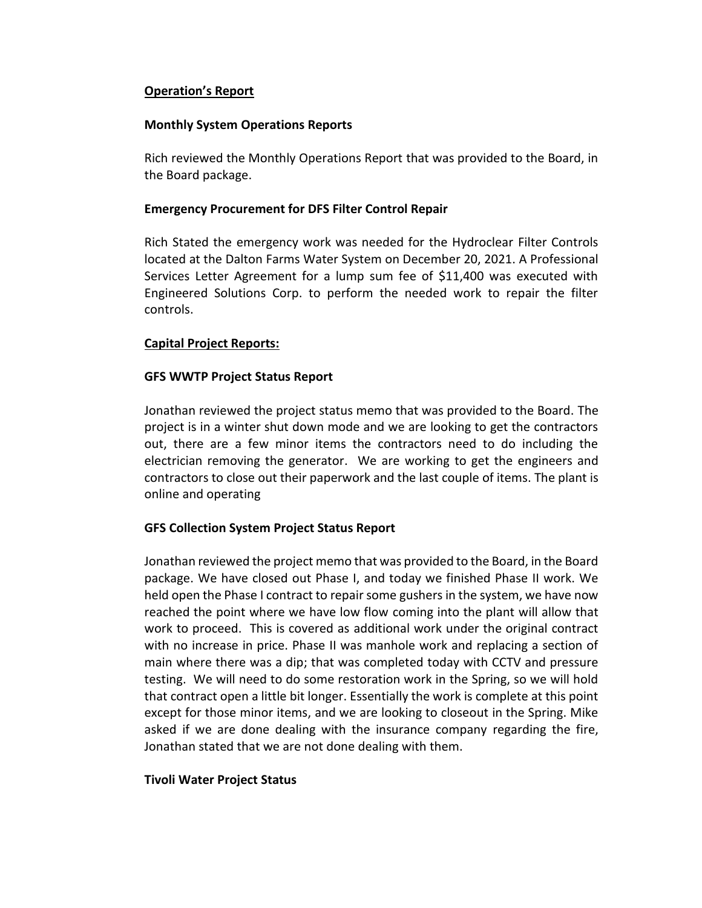## Operation's Report

### Monthly System Operations Reports

Rich reviewed the Monthly Operations Report that was provided to the Board, in the Board package.

### Emergency Procurement for DFS Filter Control Repair

Rich Stated the emergency work was needed for the Hydroclear Filter Controls located at the Dalton Farms Water System on December 20, 2021. A Professional Services Letter Agreement for a lump sum fee of $11,400 was executed with Engineered Solutions Corp. to perform the needed work to repair the filter controls.

## Capital Project Reports:

### GFS WWTP Project Status Report

Jonathan reviewed the project status memo that was provided to the Board. The project is in a winter shut down mode and we are looking to get the contractors out, there are a few minor items the contractors need to do including the electrician removing the generator. We are working to get the engineers and contractors to close out their paperwork and the last couple of items. The plant is online and operating

### GFS Collection System Project Status Report

Jonathan reviewed the project memo that was provided to the Board, in the Board package. We have closed out Phase I, and today we finished Phase II work. We held open the Phase I contract to repair some gushers in the system, we have now reached the point where we have low flow coming into the plant will allow that work to proceed. This is covered as additional work under the original contract with no increase in price. Phase II was manhole work and replacing a section of main where there was a dip; that was completed today with CCTV and pressure testing. We will need to do some restoration work in the Spring, so we will hold that contract open a little bit longer. Essentially the work is complete at this point except for those minor items, and we are looking to closeout in the Spring. Mike asked if we are done dealing with the insurance company regarding the fire, Jonathan stated that we are not done dealing with them.

### Tivoli Water Project Status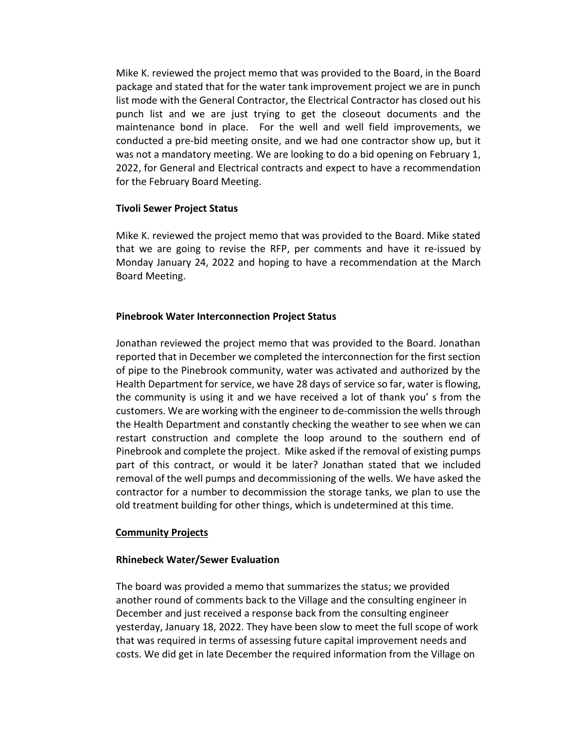Mike K. reviewed the project memo that was provided to the Board, in the Board package and stated that for the water tank improvement project we are in punch list mode with the General Contractor, the Electrical Contractor has closed out his punch list and we are just trying to get the closeout documents and the maintenance bond in place. For the well and well field improvements, we conducted a pre-bid meeting onsite, and we had one contractor show up, but it was not a mandatory meeting. We are looking to do a bid opening on February 1, 2022, for General and Electrical contracts and expect to have a recommendation for the February Board Meeting.

**Tivoli Sewer Project Status**

Mike K. reviewed the project memo that was provided to the Board. Mike stated that we are going to revise the RFP, per comments and have it re-issued by Monday January 24, 2022 and hoping to have a recommendation at the March Board Meeting.

**Pinebrook Water Interconnection Project Status**

Jonathan reviewed the project memo that was provided to the Board. Jonathan reported that in December we completed the interconnection for the first section of pipe to the Pinebrook community, water was activated and authorized by the Health Department for service, we have 28 days of service so far, water is flowing, the community is using it and we have received a lot of thank you' s from the customers. We are working with the engineer to de-commission the wells through the Health Department and constantly checking the weather to see when we can restart construction and complete the loop around to the southern end of Pinebrook and complete the project. Mike asked if the removal of existing pumps part of this contract, or would it be later? Jonathan stated that we included removal of the well pumps and decommissioning of the wells. We have asked the contractor for a number to decommission the storage tanks, we plan to use the old treatment building for other things, which is undetermined at this time.

**Community Projects**

**Rhinebeck Water/Sewer Evaluation**

The board was provided a memo that summarizes the status; we provided another round of comments back to the Village and the consulting engineer in December and just received a response back from the consulting engineer yesterday, January 18, 2022. They have been slow to meet the full scope of work that was required in terms of assessing future capital improvement needs and costs. We did get in late December the required information from the Village on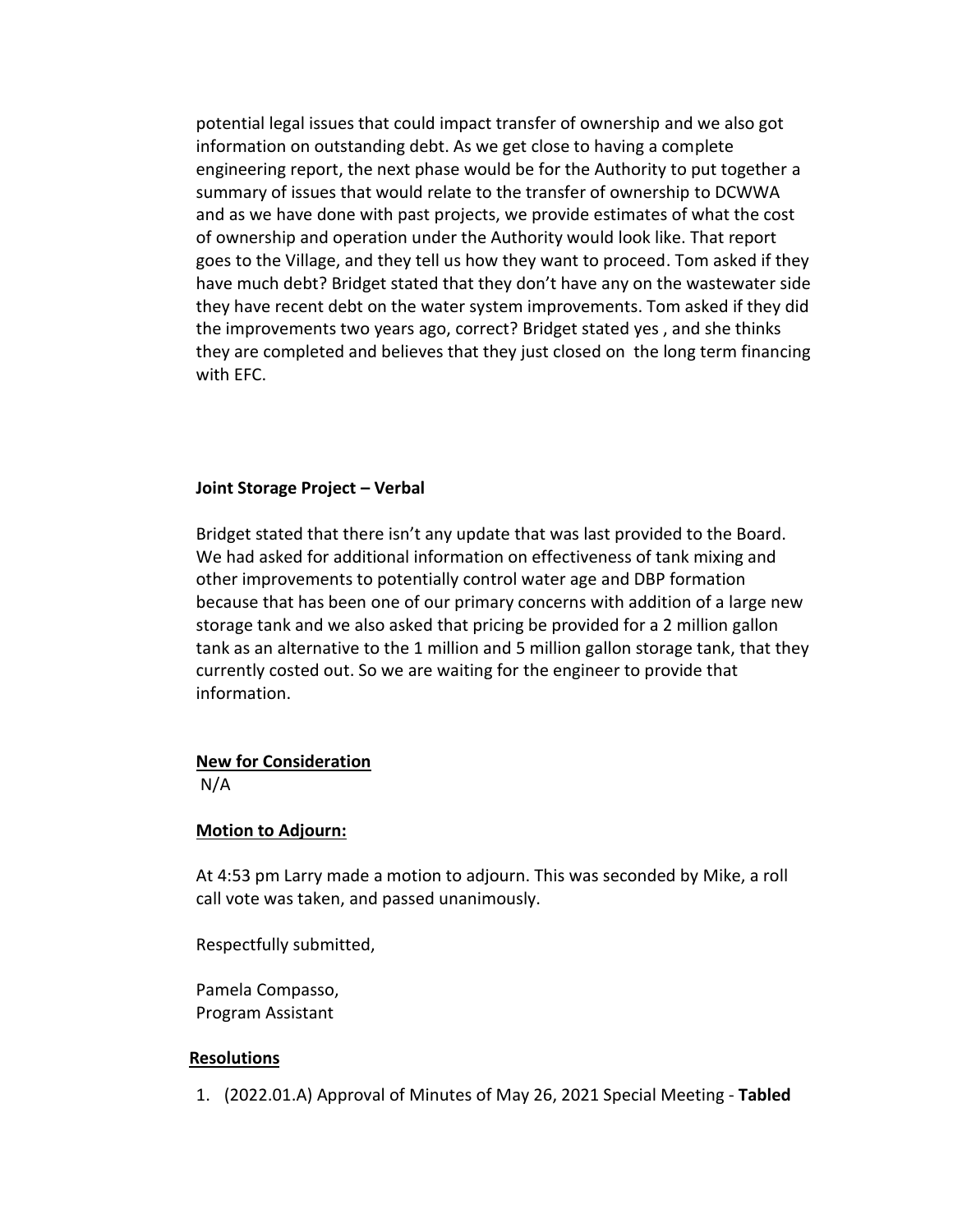potential legal issues that could impact transfer of ownership and we also got information on outstanding debt. As we get close to having a complete engineering report, the next phase would be for the Authority to put together a summary of issues that would relate to the transfer of ownership to DCWWA and as we have done with past projects, we provide estimates of what the cost of ownership and operation under the Authority would look like. That report goes to the Village, and they tell us how they want to proceed. Tom asked if they have much debt? Bridget stated that they don't have any on the wastewater side they have recent debt on the water system improvements. Tom asked if they did the improvements two years ago, correct? Bridget stated yes , and she thinks they are completed and believes that they just closed on the long term financing with EFC.

**Joint Storage Project – Verbal**

Bridget stated that there isn't any update that was last provided to the Board. We had asked for additional information on effectiveness of tank mixing and other improvements to potentially control water age and DBP formation because that has been one of our primary concerns with addition of a large new storage tank and we also asked that pricing be provided for a 2 million gallon tank as an alternative to the 1 million and 5 million gallon storage tank, that they currently costed out. So we are waiting for the engineer to provide that information.

**New for Consideration**

N/A

**Motion to Adjourn:**

At 4:53 pm Larry made a motion to adjourn. This was seconded by Mike, a roll call vote was taken, and passed unanimously.

Respectfully submitted,

Pamela Compasso,
Program Assistant

**Resolutions**

1. (2022.01.A) Approval of Minutes of May 26, 2021 Special Meeting - **Tabled**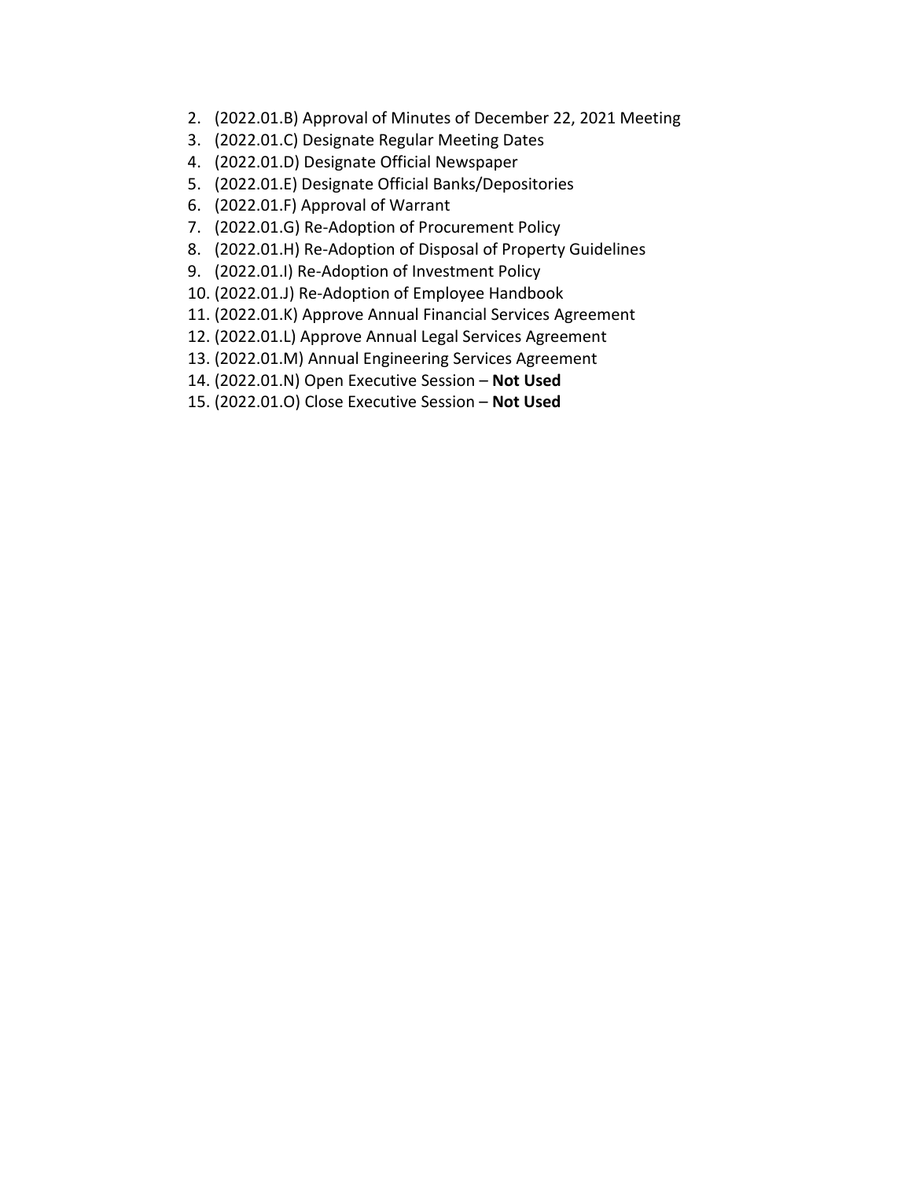2. (2022.01.B) Approval of Minutes of December 22, 2021 Meeting
3. (2022.01.C) Designate Regular Meeting Dates
4. (2022.01.D) Designate Official Newspaper
5. (2022.01.E) Designate Official Banks/Depositories
6. (2022.01.F) Approval of Warrant
7. (2022.01.G) Re-Adoption of Procurement Policy
8. (2022.01.H) Re-Adoption of Disposal of Property Guidelines
9. (2022.01.I) Re-Adoption of Investment Policy
10. (2022.01.J) Re-Adoption of Employee Handbook
11. (2022.01.K) Approve Annual Financial Services Agreement
12. (2022.01.L) Approve Annual Legal Services Agreement
13. (2022.01.M) Annual Engineering Services Agreement
14. (2022.01.N) Open Executive Session – **Not Used**
15. (2022.01.O) Close Executive Session – **Not Used**